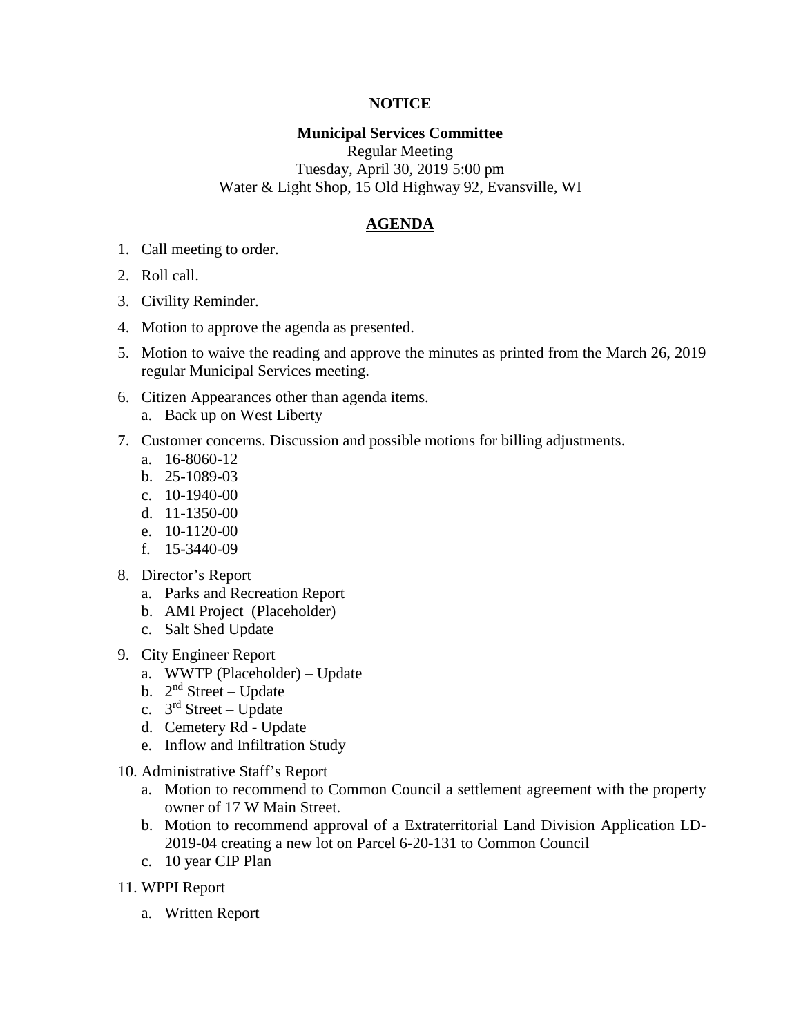**NOTICE**

**Municipal Services Committee**

Regular Meeting
Tuesday, April 30, 2019 5:00 pm
Water & Light Shop, 15 Old Highway 92, Evansville, WI

## AGENDA

1. Call meeting to order.
2. Roll call.
3. Civility Reminder.
4. Motion to approve the agenda as presented.
5. Motion to waive the reading and approve the minutes as printed from the March 26, 2019 regular Municipal Services meeting.
6. Citizen Appearances other than agenda items.
   a. Back up on West Liberty
7. Customer concerns. Discussion and possible motions for billing adjustments.
   a. 16-8060-12
   b. 25-1089-03
   c. 10-1940-00
   d. 11-1350-00
   e. 10-1120-00
   f. 15-3440-09
8. Director's Report
   a. Parks and Recreation Report
   b. AMI Project (Placeholder)
   c. Salt Shed Update
9. City Engineer Report
   a. WWTP (Placeholder) – Update
   b. 2nd Street – Update
   c. 3rd Street – Update
   d. Cemetery Rd - Update
   e. Inflow and Infiltration Study
10. Administrative Staff's Report
    a. Motion to recommend to Common Council a settlement agreement with the property owner of 17 W Main Street.
    b. Motion to recommend approval of a Extraterritorial Land Division Application LD-2019-04 creating a new lot on Parcel 6-20-131 to Common Council
    c. 10 year CIP Plan
11. WPPI Report
    a. Written Report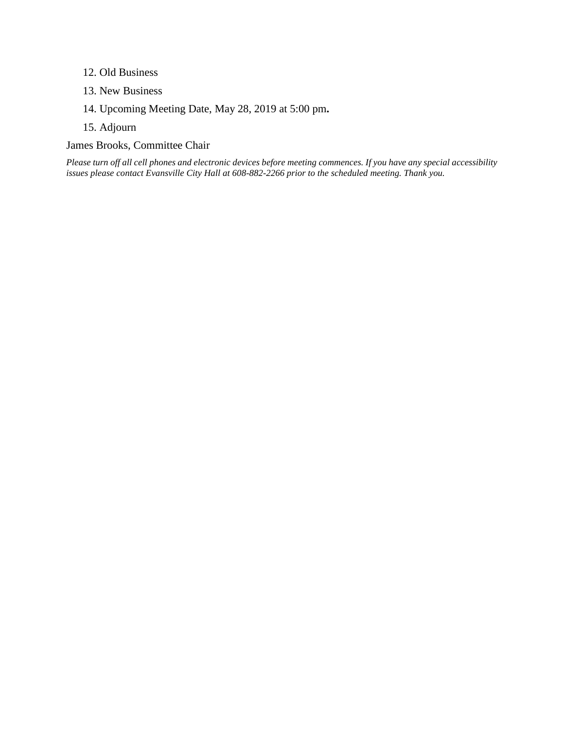12. Old Business
13. New Business
14. Upcoming Meeting Date, May 28, 2019 at 5:00 pm**.**
15. Adjourn

James Brooks, Committee Chair

*Please turn off all cell phones and electronic devices before meeting commences. If you have any special accessibility issues please contact Evansville City Hall at 608-882-2266 prior to the scheduled meeting. Thank you.*